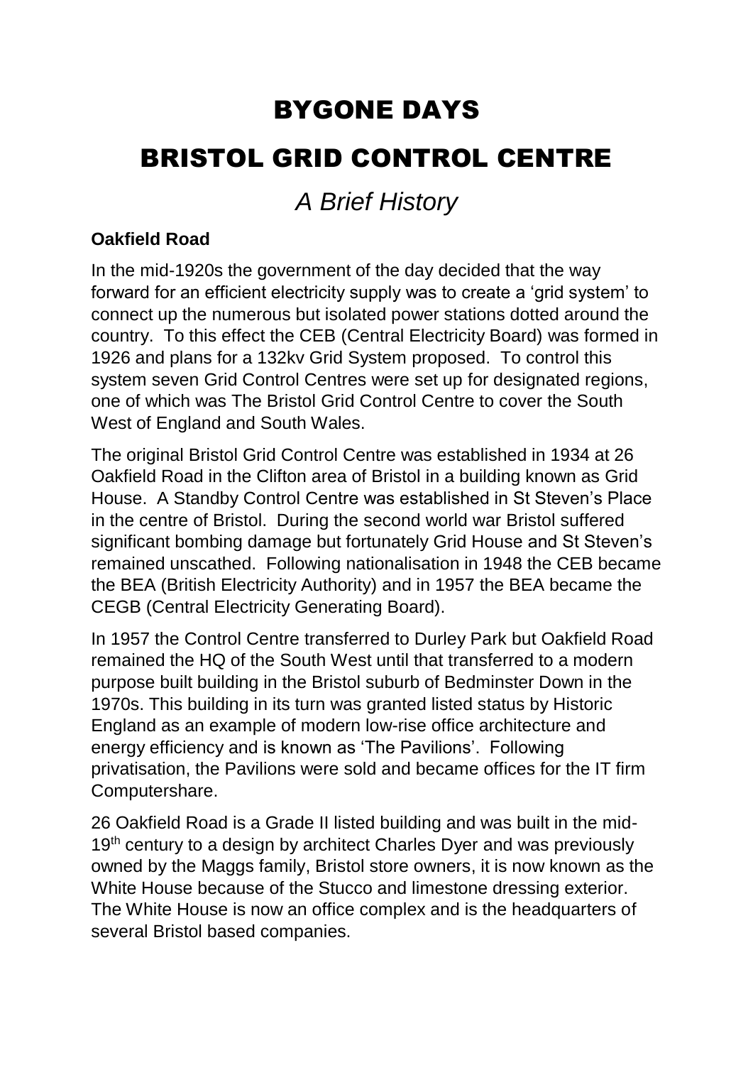# BYGONE DAYS

# BRISTOL GRID CONTROL CENTRE

## *A Brief History*

**Oakfield Road**

In the mid-1920s the government of the day decided that the way forward for an efficient electricity supply was to create a 'grid system' to connect up the numerous but isolated power stations dotted around the country. To this effect the CEB (Central Electricity Board) was formed in 1926 and plans for a 132kv Grid System proposed. To control this system seven Grid Control Centres were set up for designated regions, one of which was The Bristol Grid Control Centre to cover the South West of England and South Wales.

The original Bristol Grid Control Centre was established in 1934 at 26 Oakfield Road in the Clifton area of Bristol in a building known as Grid House. A Standby Control Centre was established in St Steven's Place in the centre of Bristol. During the second world war Bristol suffered significant bombing damage but fortunately Grid House and St Steven's remained unscathed. Following nationalisation in 1948 the CEB became the BEA (British Electricity Authority) and in 1957 the BEA became the CEGB (Central Electricity Generating Board).

In 1957 the Control Centre transferred to Durley Park but Oakfield Road remained the HQ of the South West until that transferred to a modern purpose built building in the Bristol suburb of Bedminster Down in the 1970s. This building in its turn was granted listed status by Historic England as an example of modern low-rise office architecture and energy efficiency and is known as 'The Pavilions'. Following privatisation, the Pavilions were sold and became offices for the IT firm Computershare.

26 Oakfield Road is a Grade II listed building and was built in the mid-19th century to a design by architect Charles Dyer and was previously owned by the Maggs family, Bristol store owners, it is now known as the White House because of the Stucco and limestone dressing exterior. The White House is now an office complex and is the headquarters of several Bristol based companies.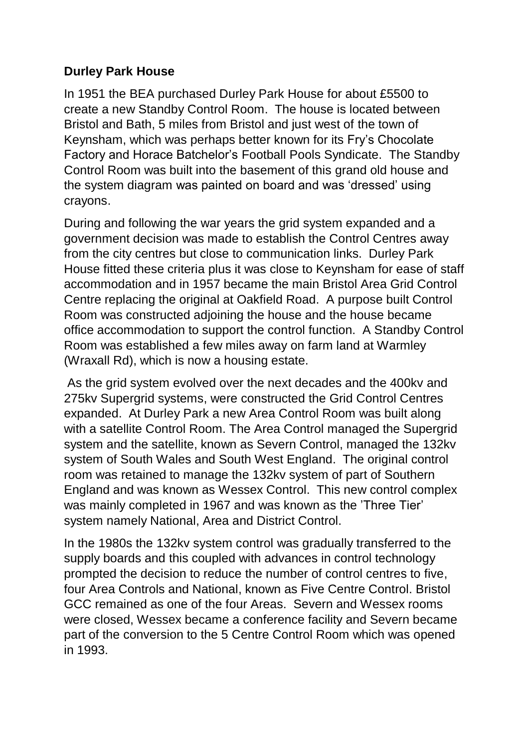**Durley Park House**

In 1951 the BEA purchased Durley Park House for about £5500 to create a new Standby Control Room. The house is located between Bristol and Bath, 5 miles from Bristol and just west of the town of Keynsham, which was perhaps better known for its Fry's Chocolate Factory and Horace Batchelor's Football Pools Syndicate. The Standby Control Room was built into the basement of this grand old house and the system diagram was painted on board and was 'dressed' using crayons.

During and following the war years the grid system expanded and a government decision was made to establish the Control Centres away from the city centres but close to communication links. Durley Park House fitted these criteria plus it was close to Keynsham for ease of staff accommodation and in 1957 became the main Bristol Area Grid Control Centre replacing the original at Oakfield Road. A purpose built Control Room was constructed adjoining the house and the house became office accommodation to support the control function. A Standby Control Room was established a few miles away on farm land at Warmley (Wraxall Rd), which is now a housing estate.

As the grid system evolved over the next decades and the 400kv and 275kv Supergrid systems, were constructed the Grid Control Centres expanded. At Durley Park a new Area Control Room was built along with a satellite Control Room. The Area Control managed the Supergrid system and the satellite, known as Severn Control, managed the 132kv system of South Wales and South West England. The original control room was retained to manage the 132kv system of part of Southern England and was known as Wessex Control. This new control complex was mainly completed in 1967 and was known as the 'Three Tier' system namely National, Area and District Control.

In the 1980s the 132kv system control was gradually transferred to the supply boards and this coupled with advances in control technology prompted the decision to reduce the number of control centres to five, four Area Controls and National, known as Five Centre Control. Bristol GCC remained as one of the four Areas. Severn and Wessex rooms were closed, Wessex became a conference facility and Severn became part of the conversion to the 5 Centre Control Room which was opened in 1993.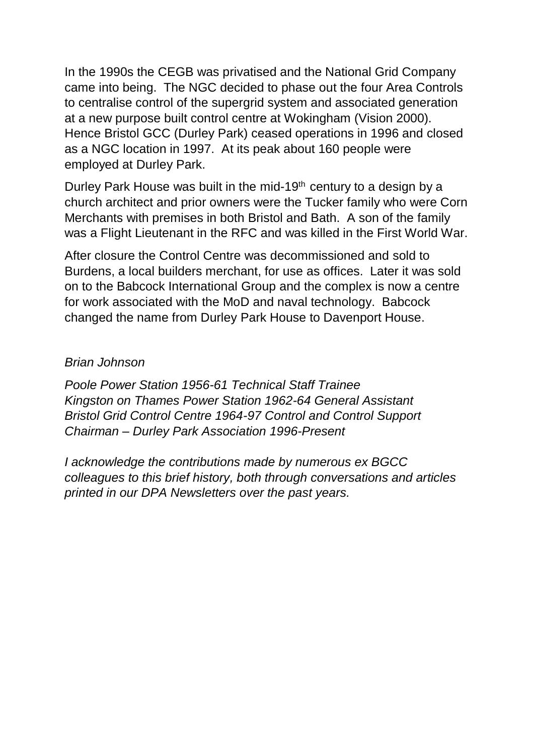In the 1990s the CEGB was privatised and the National Grid Company came into being. The NGC decided to phase out the four Area Controls to centralise control of the supergrid system and associated generation at a new purpose built control centre at Wokingham (Vision 2000). Hence Bristol GCC (Durley Park) ceased operations in 1996 and closed as a NGC location in 1997. At its peak about 160 people were employed at Durley Park.

Durley Park House was built in the mid-19th century to a design by a church architect and prior owners were the Tucker family who were Corn Merchants with premises in both Bristol and Bath. A son of the family was a Flight Lieutenant in the RFC and was killed in the First World War.

After closure the Control Centre was decommissioned and sold to Burdens, a local builders merchant, for use as offices. Later it was sold on to the Babcock International Group and the complex is now a centre for work associated with the MoD and naval technology. Babcock changed the name from Durley Park House to Davenport House.

*Brian Johnson*

*Poole Power Station 1956-61 Technical Staff Trainee*
*Kingston on Thames Power Station 1962-64 General Assistant*
*Bristol Grid Control Centre 1964-97 Control and Control Support*
*Chairman – Durley Park Association 1996-Present*

*I acknowledge the contributions made by numerous ex BGCC colleagues to this brief history, both through conversations and articles printed in our DPA Newsletters over the past years.*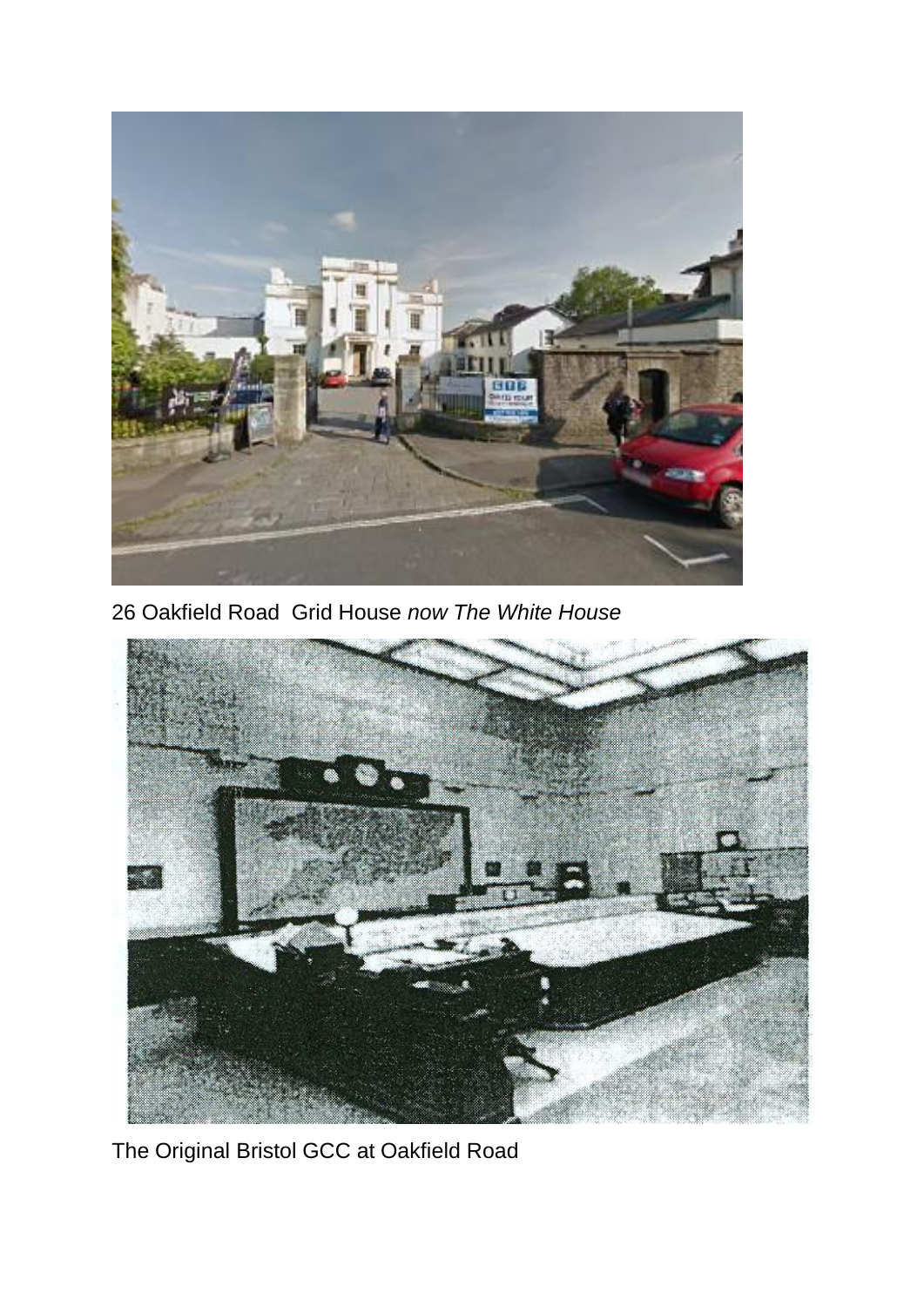26 Oakfield Road  Grid House *now The White House*

The Original Bristol GCC at Oakfield Road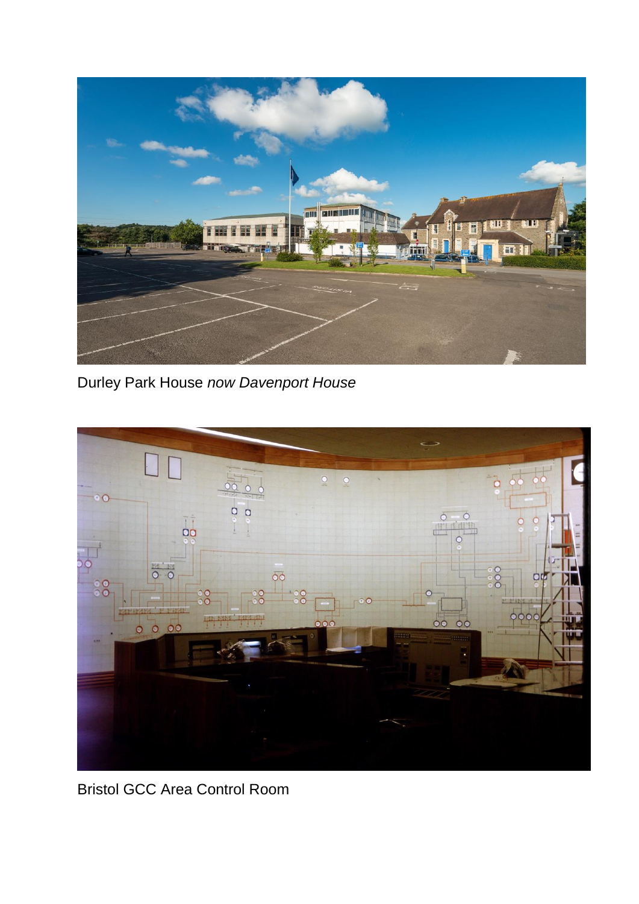Durley Park House *now Davenport House*

Bristol GCC Area Control Room